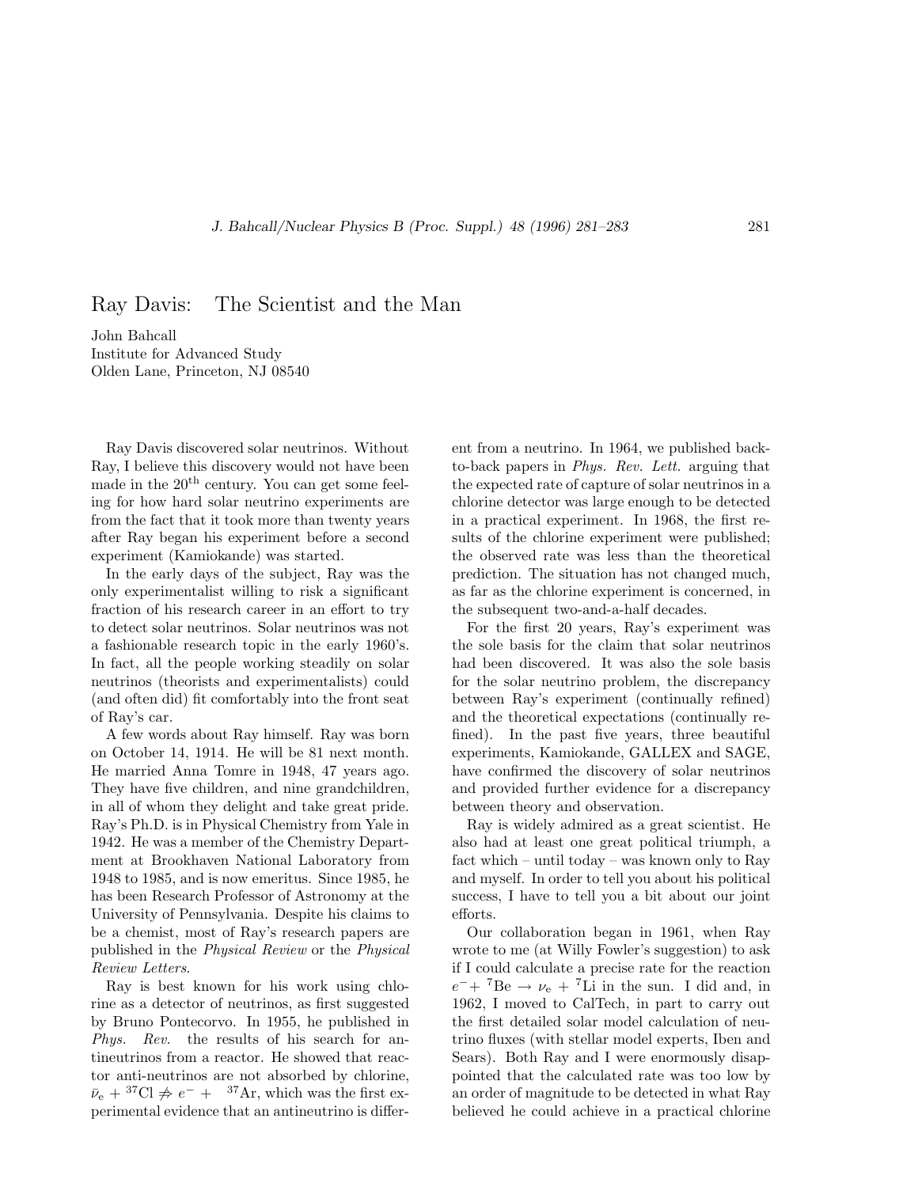# Ray Davis: The Scientist and the Man

John Bahcall
Institute for Advanced Study
Olden Lane, Princeton, NJ 08540

Ray Davis discovered solar neutrinos. Without Ray, I believe this discovery would not have been made in the 20$^{\text{th}}$ century. You can get some feeling for how hard solar neutrino experiments are from the fact that it took more than twenty years after Ray began his experiment before a second experiment (Kamiokande) was started.

In the early days of the subject, Ray was the only experimentalist willing to risk a significant fraction of his research career in an effort to try to detect solar neutrinos. Solar neutrinos was not a fashionable research topic in the early 1960's. In fact, all the people working steadily on solar neutrinos (theorists and experimentalists) could (and often did) fit comfortably into the front seat of Ray's car.

A few words about Ray himself. Ray was born on October 14, 1914. He will be 81 next month. He married Anna Tomre in 1948, 47 years ago. They have five children, and nine grandchildren, in all of whom they delight and take great pride. Ray's Ph.D. is in Physical Chemistry from Yale in 1942. He was a member of the Chemistry Department at Brookhaven National Laboratory from 1948 to 1985, and is now emeritus. Since 1985, he has been Research Professor of Astronomy at the University of Pennsylvania. Despite his claims to be a chemist, most of Ray's research papers are published in the *Physical Review* or the *Physical Review Letters*.

Ray is best known for his work using chlorine as a detector of neutrinos, as first suggested by Bruno Pontecorvo. In 1955, he published in *Phys. Rev.* the results of his search for antineutrinos from a reactor. He showed that reactor anti-neutrinos are not absorbed by chlorine, $\bar{\nu}_{\rm e} + {}^{37}{\rm Cl} \not\Rightarrow e^- + {}^{37}{\rm Ar}$, which was the first experimental evidence that an antineutrino is different from a neutrino. In 1964, we published back-to-back papers in *Phys. Rev. Lett.* arguing that the expected rate of capture of solar neutrinos in a chlorine detector was large enough to be detected in a practical experiment. In 1968, the first results of the chlorine experiment were published; the observed rate was less than the theoretical prediction. The situation has not changed much, as far as the chlorine experiment is concerned, in the subsequent two-and-a-half decades.

For the first 20 years, Ray's experiment was the sole basis for the claim that solar neutrinos had been discovered. It was also the sole basis for the solar neutrino problem, the discrepancy between Ray's experiment (continually refined) and the theoretical expectations (continually refined). In the past five years, three beautiful experiments, Kamiokande, GALLEX and SAGE, have confirmed the discovery of solar neutrinos and provided further evidence for a discrepancy between theory and observation.

Ray is widely admired as a great scientist. He also had at least one great political triumph, a fact which – until today – was known only to Ray and myself. In order to tell you about his political success, I have to tell you a bit about our joint efforts.

Our collaboration began in 1961, when Ray wrote to me (at Willy Fowler's suggestion) to ask if I could calculate a precise rate for the reaction $e^- + {}^7{\rm Be} \rightarrow \nu_{\rm e} + {}^7{\rm Li}$ in the sun. I did and, in 1962, I moved to CalTech, in part to carry out the first detailed solar model calculation of neutrino fluxes (with stellar model experts, Iben and Sears). Both Ray and I were enormously disappointed that the calculated rate was too low by an order of magnitude to be detected in what Ray believed he could achieve in a practical chlorine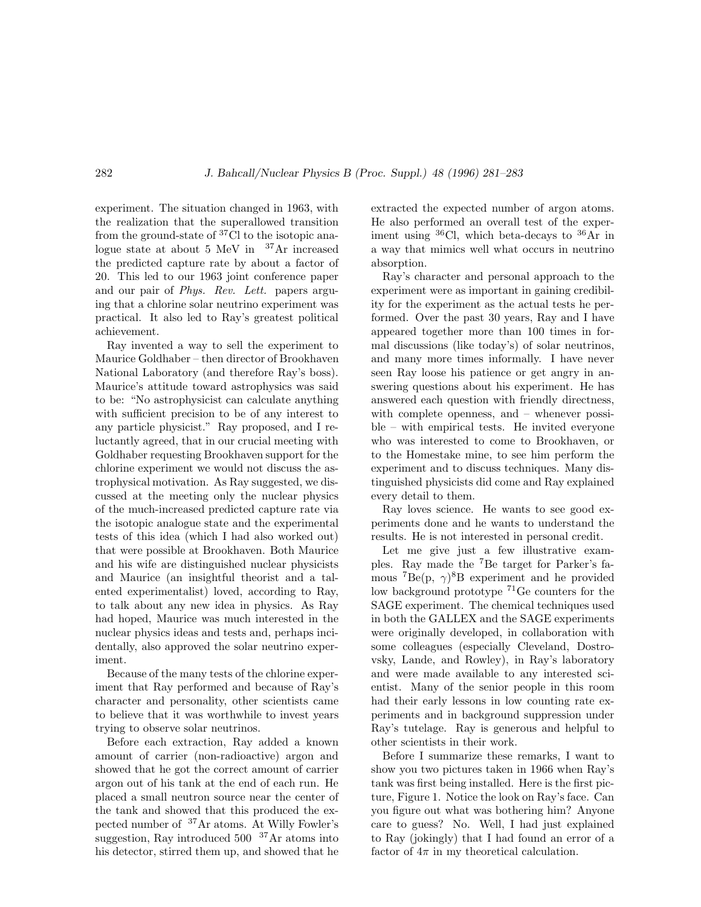experiment. The situation changed in 1963, with the realization that the superallowed transition from the ground-state of $^{37}$Cl to the isotopic analogue state at about 5 MeV in $^{37}$Ar increased the predicted capture rate by about a factor of 20. This led to our 1963 joint conference paper and our pair of *Phys. Rev. Lett.* papers arguing that a chlorine solar neutrino experiment was practical. It also led to Ray's greatest political achievement.

Ray invented a way to sell the experiment to Maurice Goldhaber – then director of Brookhaven National Laboratory (and therefore Ray's boss). Maurice's attitude toward astrophysics was said to be: "No astrophysicist can calculate anything with sufficient precision to be of any interest to any particle physicist." Ray proposed, and I reluctantly agreed, that in our crucial meeting with Goldhaber requesting Brookhaven support for the chlorine experiment we would not discuss the astrophysical motivation. As Ray suggested, we discussed at the meeting only the nuclear physics of the much-increased predicted capture rate via the isotopic analogue state and the experimental tests of this idea (which I had also worked out) that were possible at Brookhaven. Both Maurice and his wife are distinguished nuclear physicists and Maurice (an insightful theorist and a talented experimentalist) loved, according to Ray, to talk about any new idea in physics. As Ray had hoped, Maurice was much interested in the nuclear physics ideas and tests and, perhaps incidentally, also approved the solar neutrino experiment.

Because of the many tests of the chlorine experiment that Ray performed and because of Ray's character and personality, other scientists came to believe that it was worthwhile to invest years trying to observe solar neutrinos.

Before each extraction, Ray added a known amount of carrier (non-radioactive) argon and showed that he got the correct amount of carrier argon out of his tank at the end of each run. He placed a small neutron source near the center of the tank and showed that this produced the expected number of $^{37}$Ar atoms. At Willy Fowler's suggestion, Ray introduced 500 $^{37}$Ar atoms into his detector, stirred them up, and showed that he extracted the expected number of argon atoms. He also performed an overall test of the experiment using $^{36}$Cl, which beta-decays to $^{36}$Ar in a way that mimics well what occurs in neutrino absorption.

Ray's character and personal approach to the experiment were as important in gaining credibility for the experiment as the actual tests he performed. Over the past 30 years, Ray and I have appeared together more than 100 times in formal discussions (like today's) of solar neutrinos, and many more times informally. I have never seen Ray loose his patience or get angry in answering questions about his experiment. He has answered each question with friendly directness, with complete openness, and – whenever possible – with empirical tests. He invited everyone who was interested to come to Brookhaven, or to the Homestake mine, to see him perform the experiment and to discuss techniques. Many distinguished physicists did come and Ray explained every detail to them.

Ray loves science. He wants to see good experiments done and he wants to understand the results. He is not interested in personal credit.

Let me give just a few illustrative examples. Ray made the $^{7}$Be target for Parker's famous $^{7}$Be(p, $\gamma$)$^{8}$B experiment and he provided low background prototype $^{71}$Ge counters for the SAGE experiment. The chemical techniques used in both the GALLEX and the SAGE experiments were originally developed, in collaboration with some colleagues (especially Cleveland, Dostrovsky, Lande, and Rowley), in Ray's laboratory and were made available to any interested scientist. Many of the senior people in this room had their early lessons in low counting rate experiments and in background suppression under Ray's tutelage. Ray is generous and helpful to other scientists in their work.

Before I summarize these remarks, I want to show you two pictures taken in 1966 when Ray's tank was first being installed. Here is the first picture, Figure 1. Notice the look on Ray's face. Can you figure out what was bothering him? Anyone care to guess? No. Well, I had just explained to Ray (jokingly) that I had found an error of a factor of $4\pi$ in my theoretical calculation.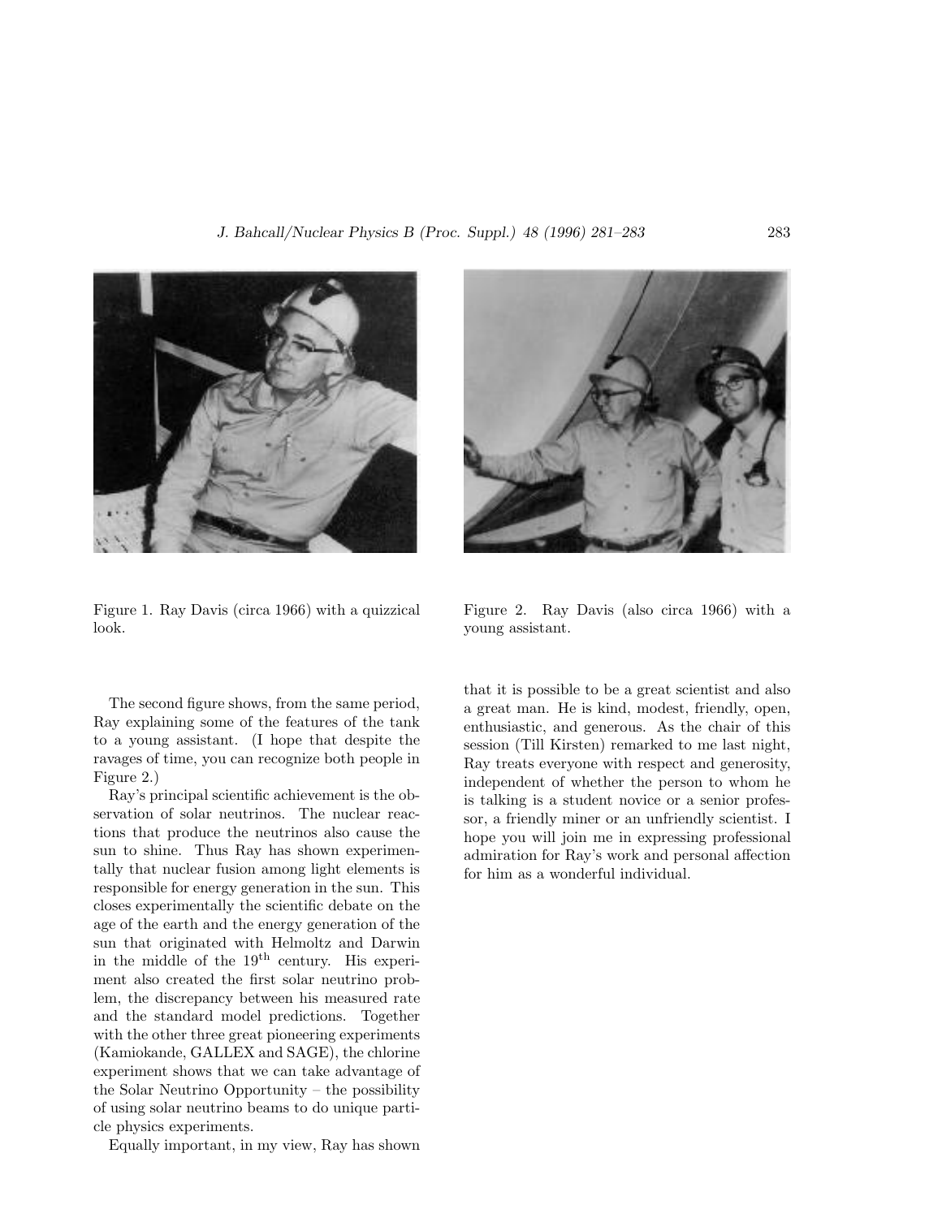Figure 1. Ray Davis (circa 1966) with a quizzical look.

Figure 2. Ray Davis (also circa 1966) with a young assistant.

The second figure shows, from the same period, Ray explaining some of the features of the tank to a young assistant. (I hope that despite the ravages of time, you can recognize both people in Figure 2.)

Ray's principal scientific achievement is the observation of solar neutrinos. The nuclear reactions that produce the neutrinos also cause the sun to shine. Thus Ray has shown experimentally that nuclear fusion among light elements is responsible for energy generation in the sun. This closes experimentally the scientific debate on the age of the earth and the energy generation of the sun that originated with Helmoltz and Darwin in the middle of the 19$^{th}$ century. His experiment also created the first solar neutrino problem, the discrepancy between his measured rate and the standard model predictions. Together with the other three great pioneering experiments (Kamiokande, GALLEX and SAGE), the chlorine experiment shows that we can take advantage of the Solar Neutrino Opportunity – the possibility of using solar neutrino beams to do unique particle physics experiments.

Equally important, in my view, Ray has shown that it is possible to be a great scientist and also a great man. He is kind, modest, friendly, open, enthusiastic, and generous. As the chair of this session (Till Kirsten) remarked to me last night, Ray treats everyone with respect and generosity, independent of whether the person to whom he is talking is a student novice or a senior professor, a friendly miner or an unfriendly scientist. I hope you will join me in expressing professional admiration for Ray's work and personal affection for him as a wonderful individual.